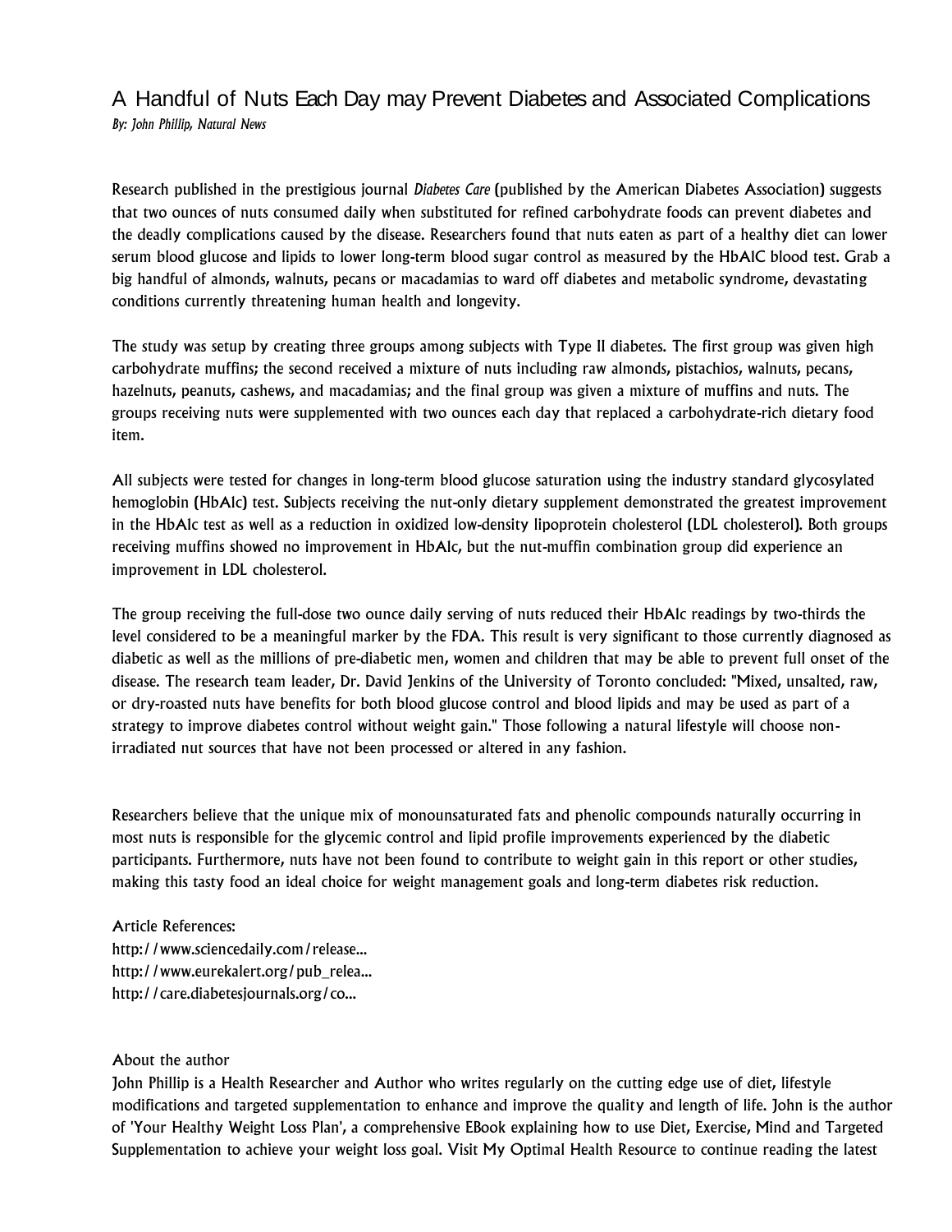# A Handful of Nuts Each Day may Prevent Diabetes and Associated Complications

*By: John Phillip, Natural News*

Research published in the prestigious journal *Diabetes Care* (published by the American Diabetes Association) suggests that two ounces of nuts consumed daily when substituted for refined carbohydrate foods can prevent diabetes and the deadly complications caused by the disease. Researchers found that nuts eaten as part of a healthy diet can lower serum blood glucose and lipids to lower long-term blood sugar control as measured by the HbAIC blood test. Grab a big handful of almonds, walnuts, pecans or macadamias to ward off diabetes and metabolic syndrome, devastating conditions currently threatening human health and longevity.

The study was setup by creating three groups among subjects with Type II diabetes. The first group was given high carbohydrate muffins; the second received a mixture of nuts including raw almonds, pistachios, walnuts, pecans, hazelnuts, peanuts, cashews, and macadamias; and the final group was given a mixture of muffins and nuts. The groups receiving nuts were supplemented with two ounces each day that replaced a carbohydrate-rich dietary food item.

All subjects were tested for changes in long-term blood glucose saturation using the industry standard glycosylated hemoglobin (HbAlc) test. Subjects receiving the nut-only dietary supplement demonstrated the greatest improvement in the HbAlc test as well as a reduction in oxidized low-density lipoprotein cholesterol (LDL cholesterol). Both groups receiving muffins showed no improvement in HbAlc, but the nut-muffin combination group did experience an improvement in LDL cholesterol.

The group receiving the full-dose two ounce daily serving of nuts reduced their HbAlc readings by two-thirds the level considered to be a meaningful marker by the FDA. This result is very significant to those currently diagnosed as diabetic as well as the millions of pre-diabetic men, women and children that may be able to prevent full onset of the disease. The research team leader, Dr. David Jenkins of the University of Toronto concluded: "Mixed, unsalted, raw, or dry-roasted nuts have benefits for both blood glucose control and blood lipids and may be used as part of a strategy to improve diabetes control without weight gain." Those following a natural lifestyle will choose non-irradiated nut sources that have not been processed or altered in any fashion.

Researchers believe that the unique mix of monounsaturated fats and phenolic compounds naturally occurring in most nuts is responsible for the glycemic control and lipid profile improvements experienced by the diabetic participants. Furthermore, nuts have not been found to contribute to weight gain in this report or other studies, making this tasty food an ideal choice for weight management goals and long-term diabetes risk reduction.

Article References:
http://www.sciencedaily.com/release...
http://www.eurekalert.org/pub_relea...
http://care.diabetesjournals.org/co...

About the author
John Phillip is a Health Researcher and Author who writes regularly on the cutting edge use of diet, lifestyle modifications and targeted supplementation to enhance and improve the quality and length of life. John is the author of 'Your Healthy Weight Loss Plan', a comprehensive EBook explaining how to use Diet, Exercise, Mind and Targeted Supplementation to achieve your weight loss goal. Visit My Optimal Health Resource to continue reading the latest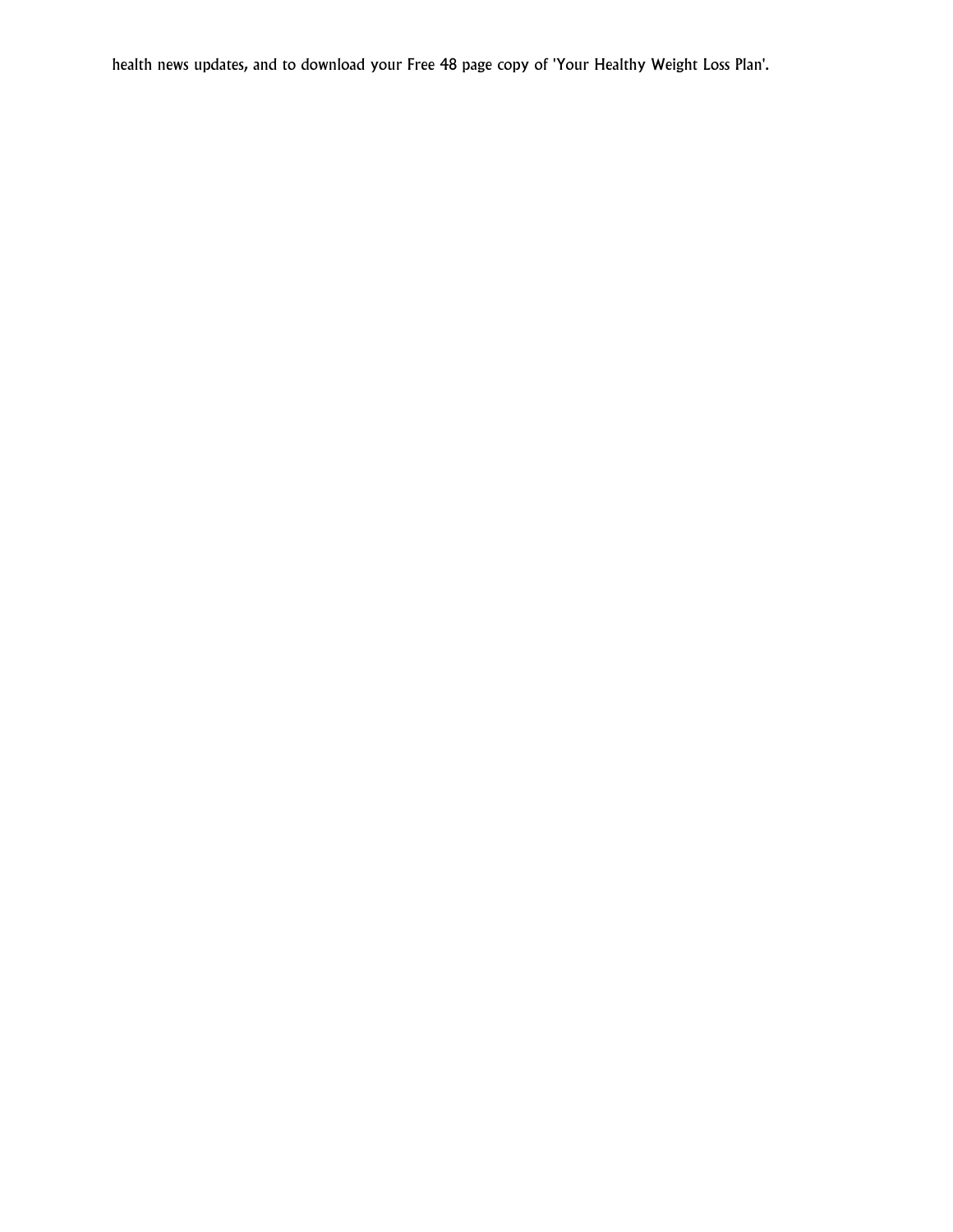health news updates, and to download your Free 48 page copy of 'Your Healthy Weight Loss Plan'.